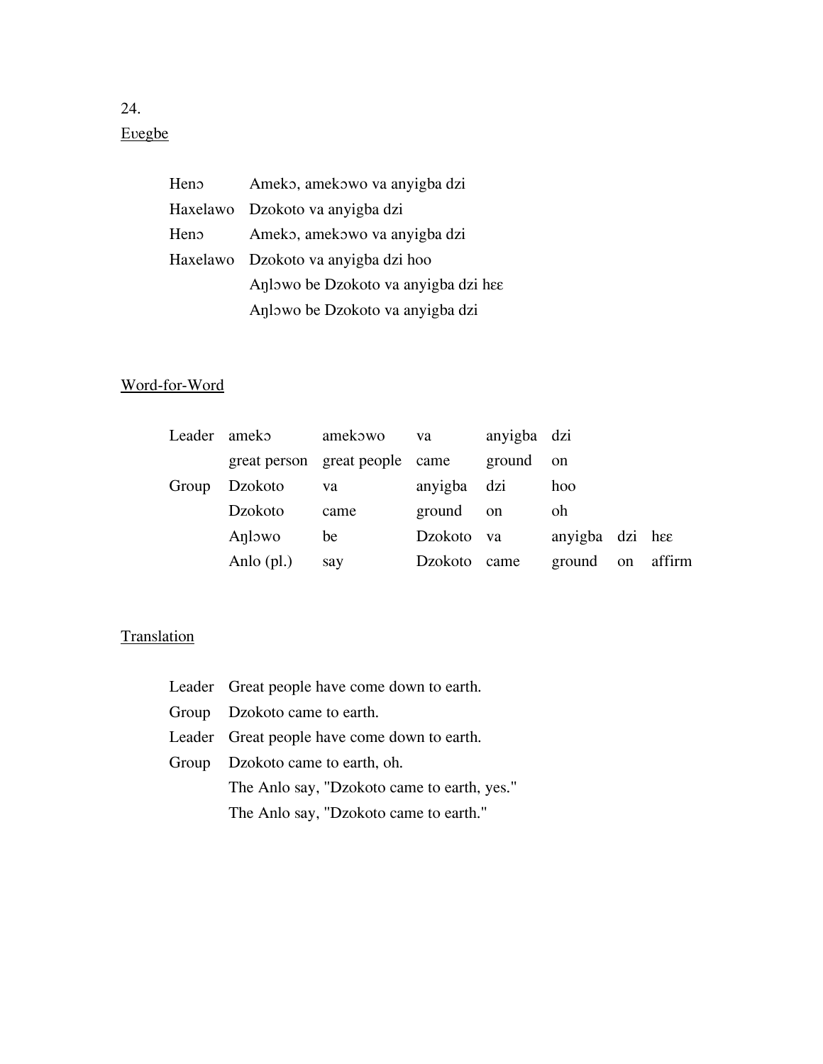24.

Eʋegbe

| | |
|---|---|
| Henɔ | Amekɔ, amekɔwo va anyigba dzi |
| Haxelawo | Dzokoto va anyigba dzi |
| Henɔ | Amekɔ, amekɔwo va anyigba dzi |
| Haxelawo | Dzokoto va anyigba dzi hoo |
| | Aŋlɔwo be Dzokoto va anyigba dzi hɛɛ |
| | Aŋlɔwo be Dzokoto va anyigba dzi |

Word-for-Word

| | | | | | | | |
|---|---|---|---|---|---|---|---|
| Leader | amekɔ | amekɔwo | va | anyigba | dzi | | |
| | great person | great people | came | ground | on | | |
| Group | Dzokoto | va | anyigba | dzi | hoo | | |
| | Dzokoto | came | ground | on | oh | | |
| | Aŋlɔwo | be | Dzokoto | va | anyigba | dzi | hɛɛ |
| | Anlo (pl.) | say | Dzokoto | came | ground | on | affirm |

Translation

| | |
|---|---|
| Leader | Great people have come down to earth. |
| Group | Dzokoto came to earth. |
| Leader | Great people have come down to earth. |
| Group | Dzokoto came to earth, oh. |
| | The Anlo say, "Dzokoto came to earth, yes." |
| | The Anlo say, "Dzokoto came to earth." |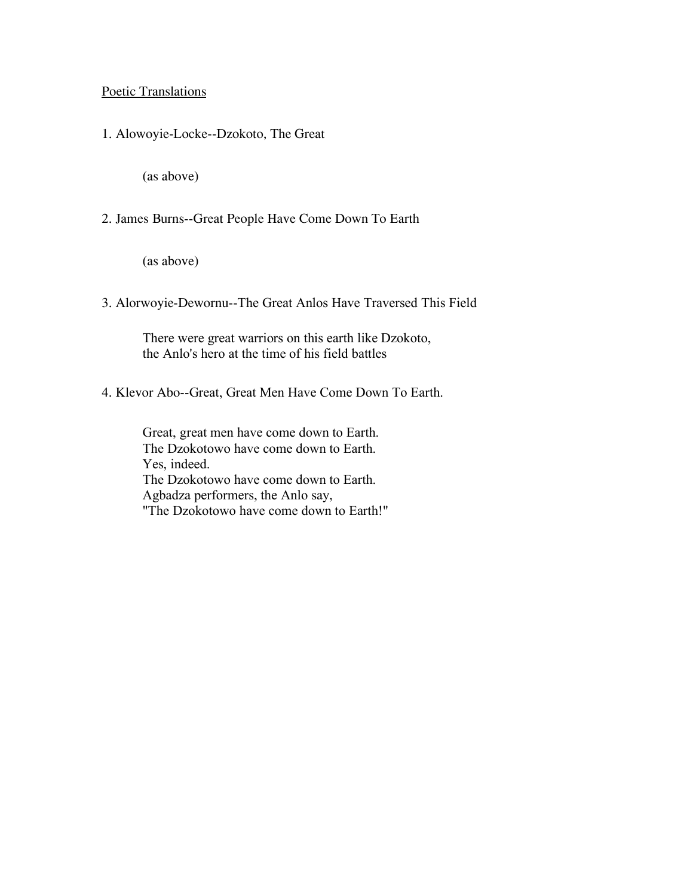Poetic Translations

1. Alowoyie-Locke--Dzokoto, The Great

    (as above)

2. James Burns--Great People Have Come Down To Earth

    (as above)

3. Alorwoyie-Dewornu--The Great Anlos Have Traversed This Field

    There were great warriors on this earth like Dzokoto,
    the Anlo's hero at the time of his field battles

4. Klevor Abo--Great, Great Men Have Come Down To Earth.

    Great, great men have come down to Earth.
    The Dzokotowo have come down to Earth.
    Yes, indeed.
    The Dzokotowo have come down to Earth.
    Agbadza performers, the Anlo say,
    "The Dzokotowo have come down to Earth!"